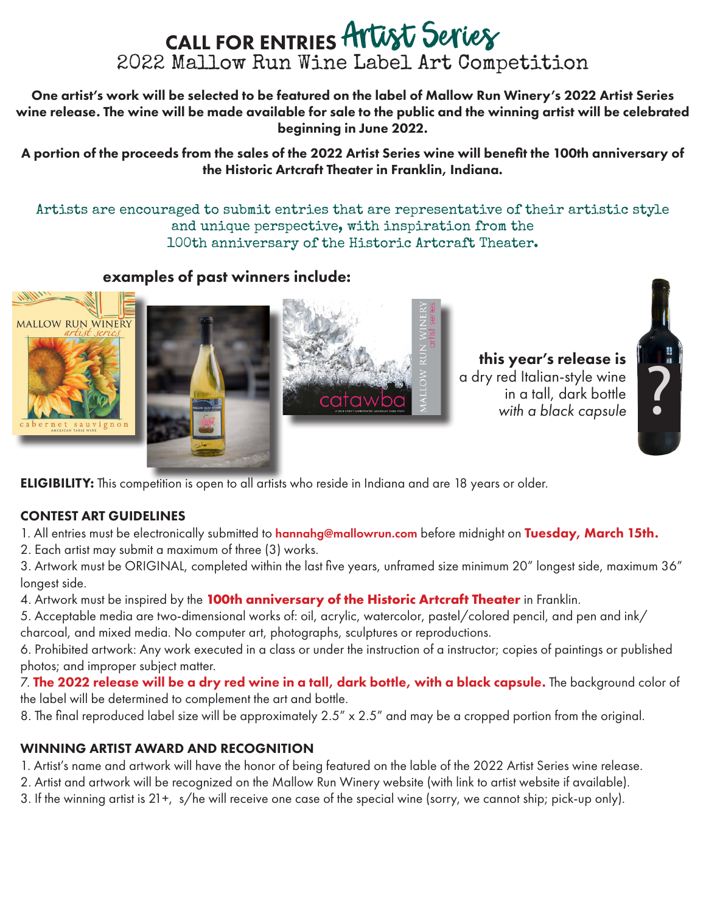# CALL FOR ENTRIES Artist Series
## 2022 Mallow Run Wine Label Art Competition

**One artist's work will be selected to be featured on the label of Mallow Run Winery's 2022 Artist Series wine release. The wine will be made available for sale to the public and the winning artist will be celebrated beginning in June 2022.**

**A portion of the proceeds from the sales of the 2022 Artist Series wine will benefit the 100th anniversary of the Historic Artcraft Theater in Franklin, Indiana.**

Artists are encouraged to submit entries that are representative of their artistic style and unique perspective, with inspiration from the 100th anniversary of the Historic Artcraft Theater.

**examples of past winners include:**

**this year's release is** a dry red Italian-style wine in a tall, dark bottle *with a black capsule*

**ELIGIBILITY:** This competition is open to all artists who reside in Indiana and are 18 years or older.

### CONTEST ART GUIDELINES

1. All entries must be electronically submitted to hannahg@mallowrun.com before midnight on **Tuesday, March 15th.**
2. Each artist may submit a maximum of three (3) works.
3. Artwork must be ORIGINAL, completed within the last five years, unframed size minimum 20" longest side, maximum 36" longest side.
4. Artwork must be inspired by the **100th anniversary of the Historic Artcraft Theater** in Franklin.
5. Acceptable media are two-dimensional works of: oil, acrylic, watercolor, pastel/colored pencil, and pen and ink/charcoal, and mixed media. No computer art, photographs, sculptures or reproductions.
6. Prohibited artwork: Any work executed in a class or under the instruction of a instructor; copies of paintings or published photos; and improper subject matter.
7. **The 2022 release will be a dry red wine in a tall, dark bottle, with a black capsule.** The background color of the label will be determined to complement the art and bottle.
8. The final reproduced label size will be approximately 2.5" x 2.5" and may be a cropped portion from the original.

### WINNING ARTIST AWARD AND RECOGNITION

1. Artist's name and artwork will have the honor of being featured on the lable of the 2022 Artist Series wine release.
2. Artist and artwork will be recognized on the Mallow Run Winery website (with link to artist website if available).
3. If the winning artist is 21+, s/he will receive one case of the special wine (sorry, we cannot ship; pick-up only).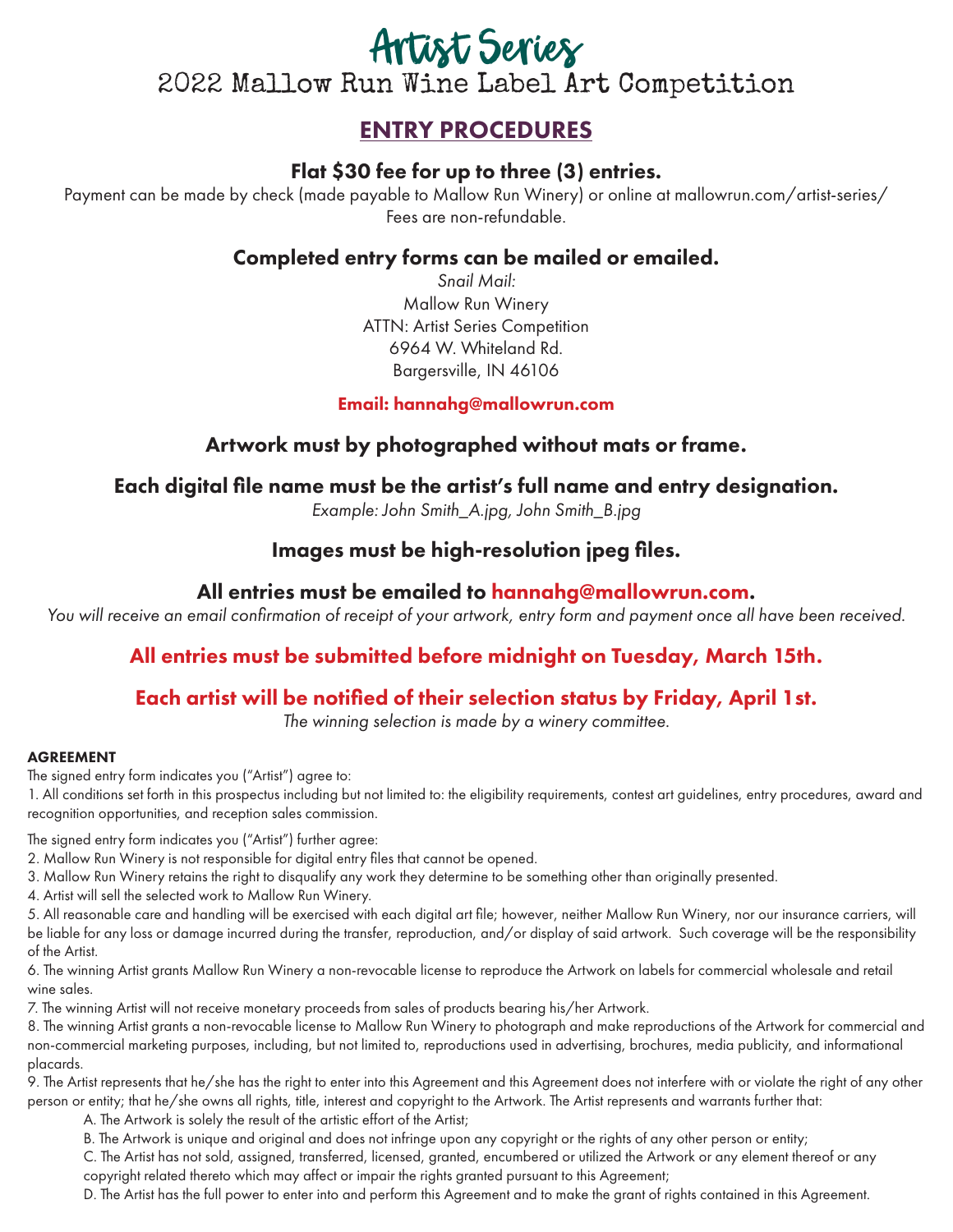# Artist Series

## 2022 Mallow Run Wine Label Art Competition

## ENTRY PROCEDURES

### Flat $30 fee for up to three (3) entries.

Payment can be made by check (made payable to Mallow Run Winery) or online at mallowrun.com/artist-series/
Fees are non-refundable.

### Completed entry forms can be mailed or emailed.

*Snail Mail:*
Mallow Run Winery
ATTN: Artist Series Competition
6964 W. Whiteland Rd.
Bargersville, IN 46106

**Email: hannahg@mallowrun.com**

### Artwork must by photographed without mats or frame.

### Each digital file name must be the artist's full name and entry designation.

*Example: John Smith_A.jpg, John Smith_B.jpg*

### Images must be high-resolution jpeg files.

### All entries must be emailed to hannahg@mallowrun.com.

*You will receive an email confirmation of receipt of your artwork, entry form and payment once all have been received.*

### All entries must be submitted before midnight on Tuesday, March 15th.

### Each artist will be notified of their selection status by Friday, April 1st.

*The winning selection is made by a winery committee.*

**AGREEMENT**

The signed entry form indicates you ("Artist") agree to:

1. All conditions set forth in this prospectus including but not limited to: the eligibility requirements, contest art guidelines, entry procedures, award and recognition opportunities, and reception sales commission.

The signed entry form indicates you ("Artist") further agree:

2. Mallow Run Winery is not responsible for digital entry files that cannot be opened.
3. Mallow Run Winery retains the right to disqualify any work they determine to be something other than originally presented.
4. Artist will sell the selected work to Mallow Run Winery.
5. All reasonable care and handling will be exercised with each digital art file; however, neither Mallow Run Winery, nor our insurance carriers, will be liable for any loss or damage incurred during the transfer, reproduction, and/or display of said artwork. Such coverage will be the responsibility of the Artist.
6. The winning Artist grants Mallow Run Winery a non-revocable license to reproduce the Artwork on labels for commercial wholesale and retail wine sales.
7. The winning Artist will not receive monetary proceeds from sales of products bearing his/her Artwork.
8. The winning Artist grants a non-revocable license to Mallow Run Winery to photograph and make reproductions of the Artwork for commercial and non-commercial marketing purposes, including, but not limited to, reproductions used in advertising, brochures, media publicity, and informational placards.
9. The Artist represents that he/she has the right to enter into this Agreement and this Agreement does not interfere with or violate the right of any other person or entity; that he/she owns all rights, title, interest and copyright to the Artwork. The Artist represents and warrants further that:
   A. The Artwork is solely the result of the artistic effort of the Artist;
   B. The Artwork is unique and original and does not infringe upon any copyright or the rights of any other person or entity;
   C. The Artist has not sold, assigned, transferred, licensed, granted, encumbered or utilized the Artwork or any element thereof or any copyright related thereto which may affect or impair the rights granted pursuant to this Agreement;
   D. The Artist has the full power to enter into and perform this Agreement and to make the grant of rights contained in this Agreement.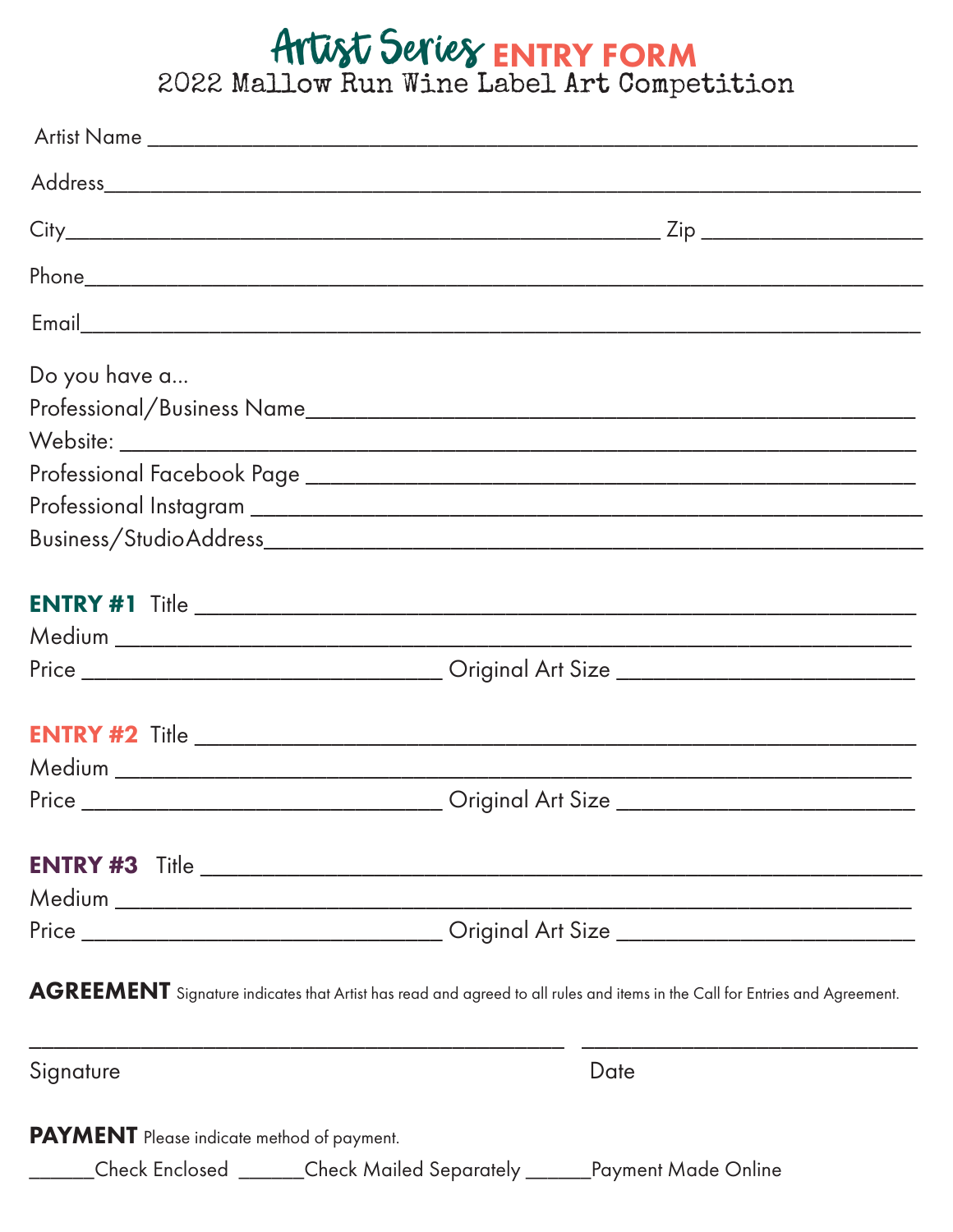# Artist Series ENTRY FORM

## 2022 Mallow Run Wine Label Art Competition

Artist Name ________________________________________________

Address________________________________________________

City________________________________________ Zip ______________

Phone________________________________________________

Email________________________________________________

Do you have a...

Professional/Business Name________________________________

Website: ________________________________________________

Professional Facebook Page ________________________________

Professional Instagram ____________________________________

Business/StudioAddress____________________________________

**ENTRY #1** Title ________________________________________________

Medium ________________________________________________

Price ______________________ Original Art Size ____________________

**ENTRY #2** Title ________________________________________________

Medium ________________________________________________

Price ______________________ Original Art Size ____________________

**ENTRY #3** Title ________________________________________________

Medium ________________________________________________

Price ______________________ Original Art Size ____________________

**AGREEMENT** Signature indicates that Artist has read and agreed to all rules and items in the Call for Entries and Agreement.

________________________________________ ______________________

Signature Date

**PAYMENT** Please indicate method of payment.

______Check Enclosed ______Check Mailed Separately ______Payment Made Online